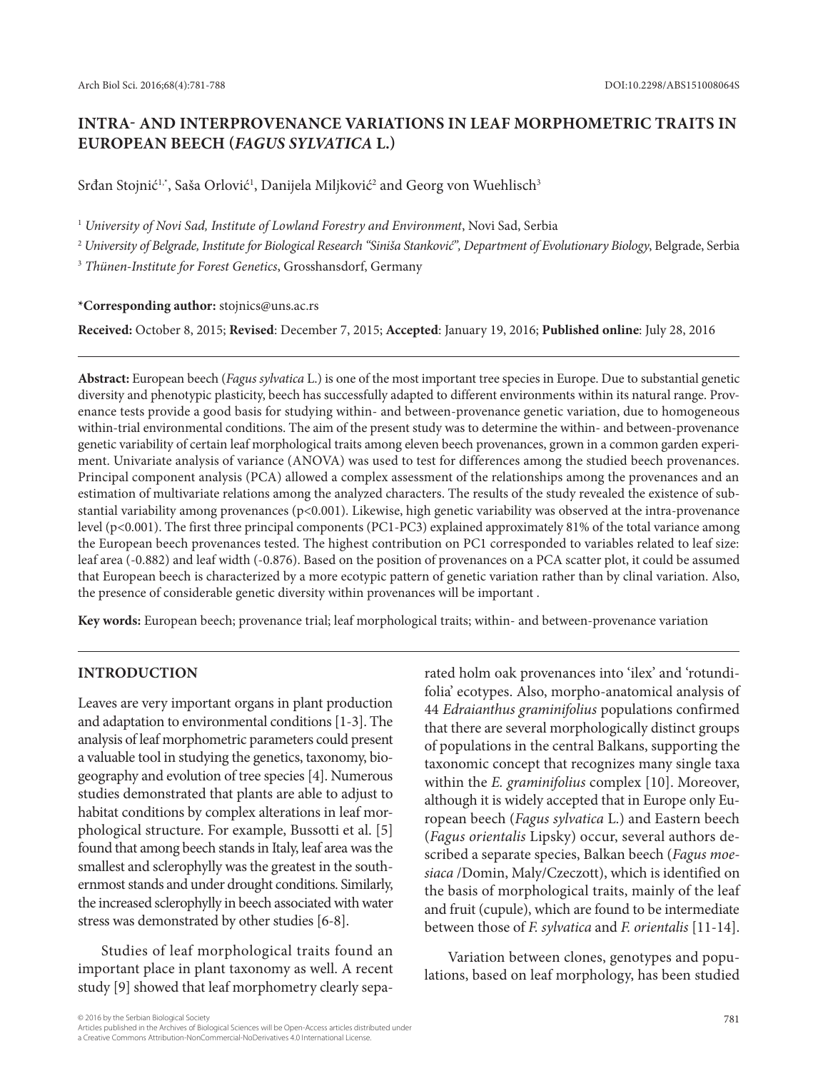# INTRA- AND INTERPROVENANCE VARIATIONS IN LEAF MORPHOMETRIC TRAITS IN EUROPEAN BEECH (*FAGUS SYLVATICA* L.)

Srđan Stojnić[1,*], Saša Orlović[1], Danijela Miljković[2] and Georg von Wuehlisch[3]

[1] *University of Novi Sad, Institute of Lowland Forestry and Environment*, Novi Sad, Serbia

[2] *University of Belgrade, Institute for Biological Research "Siniša Stanković", Department of Evolutionary Biology*, Belgrade, Serbia

[3] *Thünen-Institute for Forest Genetics*, Grosshansdorf, Germany

**\*Corresponding author:** stojnics@uns.ac.rs

**Received:** October 8, 2015; **Revised**: December 7, 2015; **Accepted**: January 19, 2016; **Published online**: July 28, 2016

**Abstract:** European beech (*Fagus sylvatica* L.) is one of the most important tree species in Europe. Due to substantial genetic diversity and phenotypic plasticity, beech has successfully adapted to different environments within its natural range. Provenance tests provide a good basis for studying within- and between-provenance genetic variation, due to homogeneous within-trial environmental conditions. The aim of the present study was to determine the within- and between-provenance genetic variability of certain leaf morphological traits among eleven beech provenances, grown in a common garden experiment. Univariate analysis of variance (ANOVA) was used to test for differences among the studied beech provenances. Principal component analysis (PCA) allowed a complex assessment of the relationships among the provenances and an estimation of multivariate relations among the analyzed characters. The results of the study revealed the existence of substantial variability among provenances ($p<0.001$). Likewise, high genetic variability was observed at the intra-provenance level ($p<0.001$). The first three principal components (PC1-PC3) explained approximately 81% of the total variance among the European beech provenances tested. The highest contribution on PC1 corresponded to variables related to leaf size: leaf area (-0.882) and leaf width (-0.876). Based on the position of provenances on a PCA scatter plot, it could be assumed that European beech is characterized by a more ecotypic pattern of genetic variation rather than by clinal variation. Also, the presence of considerable genetic diversity within provenances will be important .

**Key words:** European beech; provenance trial; leaf morphological traits; within- and between-provenance variation

## INTRODUCTION

Leaves are very important organs in plant production and adaptation to environmental conditions [1-3]. The analysis of leaf morphometric parameters could present a valuable tool in studying the genetics, taxonomy, biogeography and evolution of tree species [4]. Numerous studies demonstrated that plants are able to adjust to habitat conditions by complex alterations in leaf morphological structure. For example, Bussotti et al. [5] found that among beech stands in Italy, leaf area was the smallest and sclerophylly was the greatest in the southernmost stands and under drought conditions. Similarly, the increased sclerophylly in beech associated with water stress was demonstrated by other studies [6-8].

Studies of leaf morphological traits found an important place in plant taxonomy as well. A recent study [9] showed that leaf morphometry clearly separated holm oak provenances into 'ilex' and 'rotundifolia' ecotypes. Also, morpho-anatomical analysis of 44 *Edraianthus graminifolius* populations confirmed that there are several morphologically distinct groups of populations in the central Balkans, supporting the taxonomic concept that recognizes many single taxa within the *E. graminifolius* complex [10]. Moreover, although it is widely accepted that in Europe only European beech (*Fagus sylvatica* L.) and Eastern beech (*Fagus orientalis* Lipsky) occur, several authors described a separate species, Balkan beech (*Fagus moesiaca* /Domin, Maly/Czeczott), which is identified on the basis of morphological traits, mainly of the leaf and fruit (cupule), which are found to be intermediate between those of *F. sylvatica* and *F. orientalis* [11-14].

Variation between clones, genotypes and populations, based on leaf morphology, has been studied

© 2016 by the Serbian Biological Society
Articles published in the Archives of Biological Sciences will be Open-Access articles distributed under a Creative Commons Attribution-NonCommercial-NoDerivatives 4.0 International License.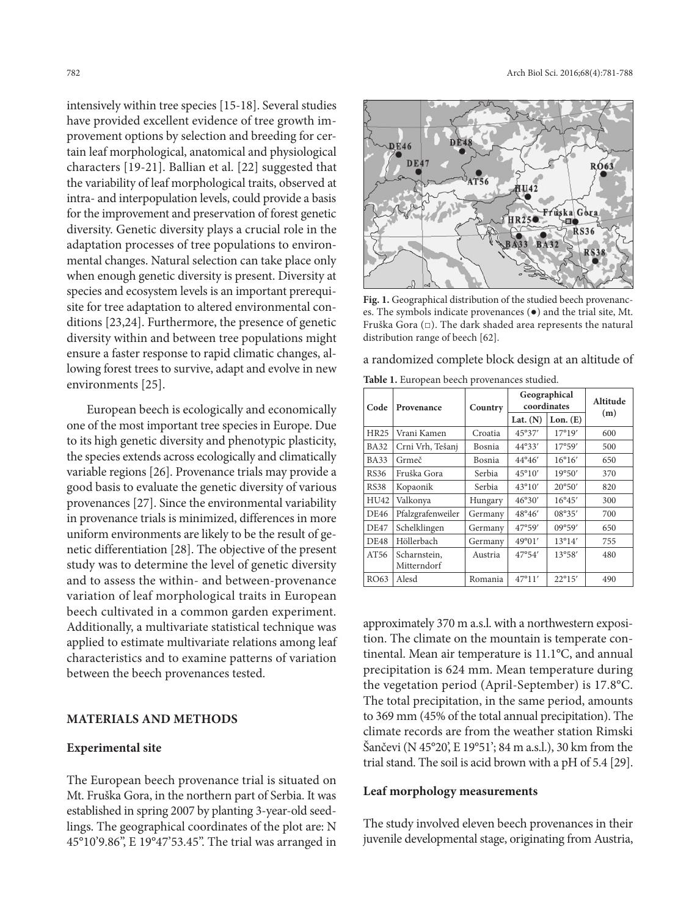intensively within tree species [15-18]. Several studies have provided excellent evidence of tree growth improvement options by selection and breeding for certain leaf morphological, anatomical and physiological characters [19-21]. Ballian et al. [22] suggested that the variability of leaf morphological traits, observed at intra- and interpopulation levels, could provide a basis for the improvement and preservation of forest genetic diversity. Genetic diversity plays a crucial role in the adaptation processes of tree populations to environmental changes. Natural selection can take place only when enough genetic diversity is present. Diversity at species and ecosystem levels is an important prerequisite for tree adaptation to altered environmental conditions [23,24]. Furthermore, the presence of genetic diversity within and between tree populations might ensure a faster response to rapid climatic changes, allowing forest trees to survive, adapt and evolve in new environments [25].

European beech is ecologically and economically one of the most important tree species in Europe. Due to its high genetic diversity and phenotypic plasticity, the species extends across ecologically and climatically variable regions [26]. Provenance trials may provide a good basis to evaluate the genetic diversity of various provenances [27]. Since the environmental variability in provenance trials is minimized, differences in more uniform environments are likely to be the result of genetic differentiation [28]. The objective of the present study was to determine the level of genetic diversity and to assess the within- and between-provenance variation of leaf morphological traits in European beech cultivated in a common garden experiment. Additionally, a multivariate statistical technique was applied to estimate multivariate relations among leaf characteristics and to examine patterns of variation between the beech provenances tested.

## MATERIALS AND METHODS

### Experimental site

The European beech provenance trial is situated on Mt. Fruška Gora, in the northern part of Serbia. It was established in spring 2007 by planting 3-year-old seedlings. The geographical coordinates of the plot are: N 45°10'9.86", E 19°47'53.45". The trial was arranged in a randomized complete block design at an altitude of approximately 370 m a.s.l. with a northwestern exposition. The climate on the mountain is temperate continental. Mean air temperature is 11.1°C, and annual precipitation is 624 mm. Mean temperature during the vegetation period (April-September) is 17.8°C. The total precipitation, in the same period, amounts to 369 mm (45% of the total annual precipitation). The climate records are from the weather station Rimski Šančevi (N 45°20', E 19°51'; 84 m a.s.l.), 30 km from the trial stand. The soil is acid brown with a pH of 5.4 [29].

**Fig. 1.** Geographical distribution of the studied beech provenances. The symbols indicate provenances (●) and the trial site, Mt. Fruška Gora (□). The dark shaded area represents the natural distribution range of beech [62].

**Table 1.** European beech provenances studied.

| Code | Provenance | Country | Geographical coordinates | | Altitude (m) |
|---|---|---|---|---|---|
| | | | Lat. (N) | Lon. (E) | |
| HR25 | Vrani Kamen | Croatia | 45°37′ | 17°19′ | 600 |
| BA32 | Crni Vrh, Tešanj | Bosnia | 44°33′ | 17°59′ | 500 |
| BA33 | Grmeč | Bosnia | 44°46′ | 16°16′ | 650 |
| RS36 | Fruška Gora | Serbia | 45°10′ | 19°50′ | 370 |
| RS38 | Kopaonik | Serbia | 43°10′ | 20°50′ | 820 |
| HU42 | Valkonya | Hungary | 46°30′ | 16°45′ | 300 |
| DE46 | Pfalzgrafenweiler | Germany | 48°46′ | 08°35′ | 700 |
| DE47 | Schelklingen | Germany | 47°59′ | 09°59′ | 650 |
| DE48 | Höllerbach | Germany | 49°01′ | 13°14′ | 755 |
| AT56 | Scharnstein, Mitterndorf | Austria | 47°54′ | 13°58′ | 480 |
| RO63 | Alesd | Romania | 47°11′ | 22°15′ | 490 |

### Leaf morphology measurements

The study involved eleven beech provenances in their juvenile developmental stage, originating from Austria,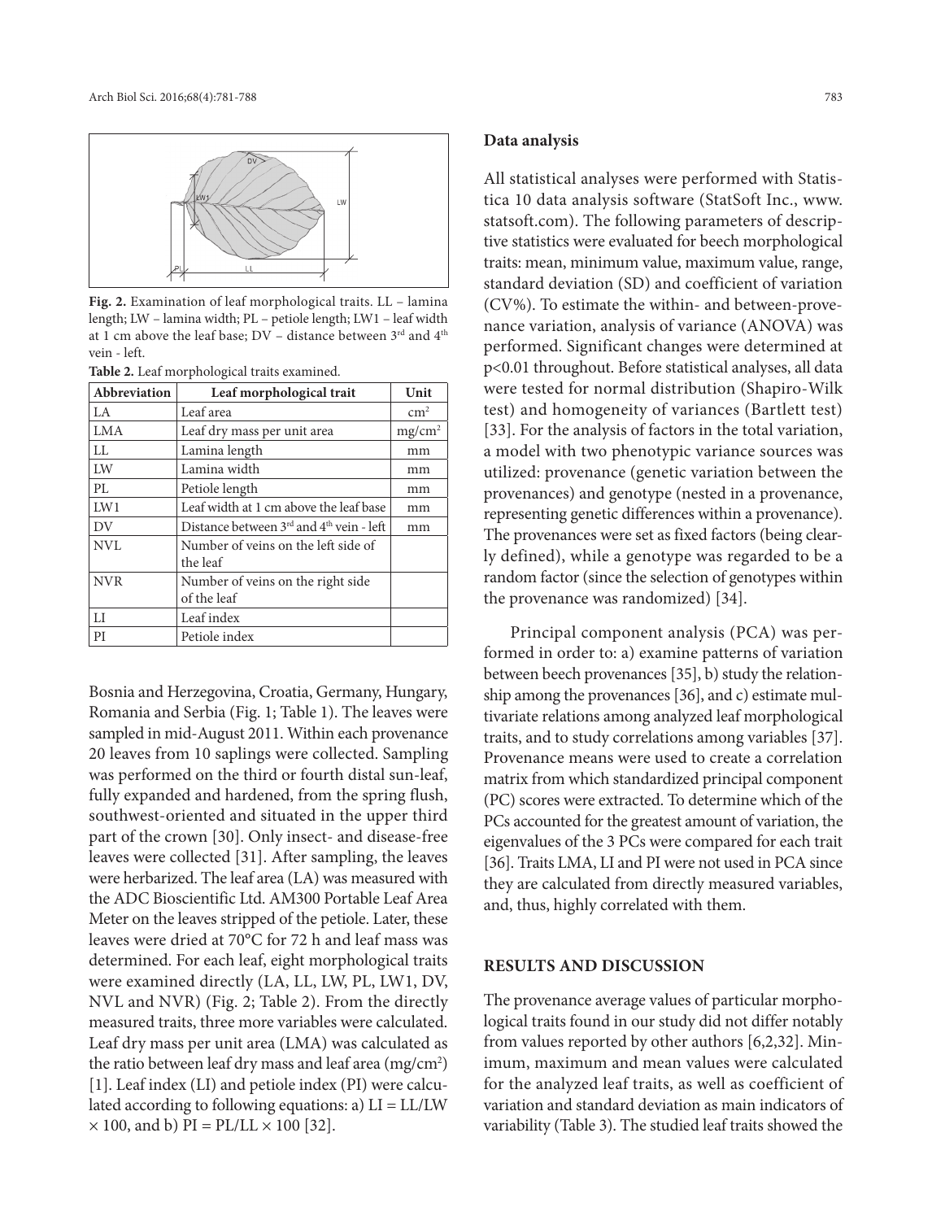Fig. 2. Examination of leaf morphological traits. LL – lamina length; LW – lamina width; PL – petiole length; LW1 – leaf width at 1 cm above the leaf base; DV – distance between 3rd and 4th vein - left.

**Table 2.** Leaf morphological traits examined.

| Abbreviation | Leaf morphological trait | Unit |
|---|---|---|
| LA | Leaf area | $cm^2$ |
| LMA | Leaf dry mass per unit area | $mg/cm^2$ |
| LL | Lamina length | mm |
| LW | Lamina width | mm |
| PL | Petiole length | mm |
| LW1 | Leaf width at 1 cm above the leaf base | mm |
| DV | Distance between 3rd and 4th vein - left | mm |
| NVL | Number of veins on the left side of the leaf | |
| NVR | Number of veins on the right side of the leaf | |
| LI | Leaf index | |
| PI | Petiole index | |

Bosnia and Herzegovina, Croatia, Germany, Hungary, Romania and Serbia (Fig. 1; Table 1). The leaves were sampled in mid-August 2011. Within each provenance 20 leaves from 10 saplings were collected. Sampling was performed on the third or fourth distal sun-leaf, fully expanded and hardened, from the spring flush, southwest-oriented and situated in the upper third part of the crown [30]. Only insect- and disease-free leaves were collected [31]. After sampling, the leaves were herbarized. The leaf area (LA) was measured with the ADC Bioscientific Ltd. AM300 Portable Leaf Area Meter on the leaves stripped of the petiole. Later, these leaves were dried at 70°C for 72 h and leaf mass was determined. For each leaf, eight morphological traits were examined directly (LA, LL, LW, PL, LW1, DV, NVL and NVR) (Fig. 2; Table 2). From the directly measured traits, three more variables were calculated. Leaf dry mass per unit area (LMA) was calculated as the ratio between leaf dry mass and leaf area ($mg/cm^2$) [1]. Leaf index (LI) and petiole index (PI) were calculated according to following equations: a) $LI = LL/LW \times 100$, and b) $PI = PL/LL \times 100$ [32].

**Data analysis**

All statistical analyses were performed with Statistica 10 data analysis software (StatSoft Inc., www.statsoft.com). The following parameters of descriptive statistics were evaluated for beech morphological traits: mean, minimum value, maximum value, range, standard deviation (SD) and coefficient of variation (CV%). To estimate the within- and between-provenance variation, analysis of variance (ANOVA) was performed. Significant changes were determined at $p<0.01$ throughout. Before statistical analyses, all data were tested for normal distribution (Shapiro-Wilk test) and homogeneity of variances (Bartlett test) [33]. For the analysis of factors in the total variation, a model with two phenotypic variance sources was utilized: provenance (genetic variation between the provenances) and genotype (nested in a provenance, representing genetic differences within a provenance). The provenances were set as fixed factors (being clearly defined), while a genotype was regarded to be a random factor (since the selection of genotypes within the provenance was randomized) [34].

Principal component analysis (PCA) was performed in order to: a) examine patterns of variation between beech provenances [35], b) study the relationship among the provenances [36], and c) estimate multivariate relations among analyzed leaf morphological traits, and to study correlations among variables [37]. Provenance means were used to create a correlation matrix from which standardized principal component (PC) scores were extracted. To determine which of the PCs accounted for the greatest amount of variation, the eigenvalues of the 3 PCs were compared for each trait [36]. Traits LMA, LI and PI were not used in PCA since they are calculated from directly measured variables, and, thus, highly correlated with them.

## RESULTS AND DISCUSSION

The provenance average values of particular morphological traits found in our study did not differ notably from values reported by other authors [6,2,32]. Minimum, maximum and mean values were calculated for the analyzed leaf traits, as well as coefficient of variation and standard deviation as main indicators of variability (Table 3). The studied leaf traits showed the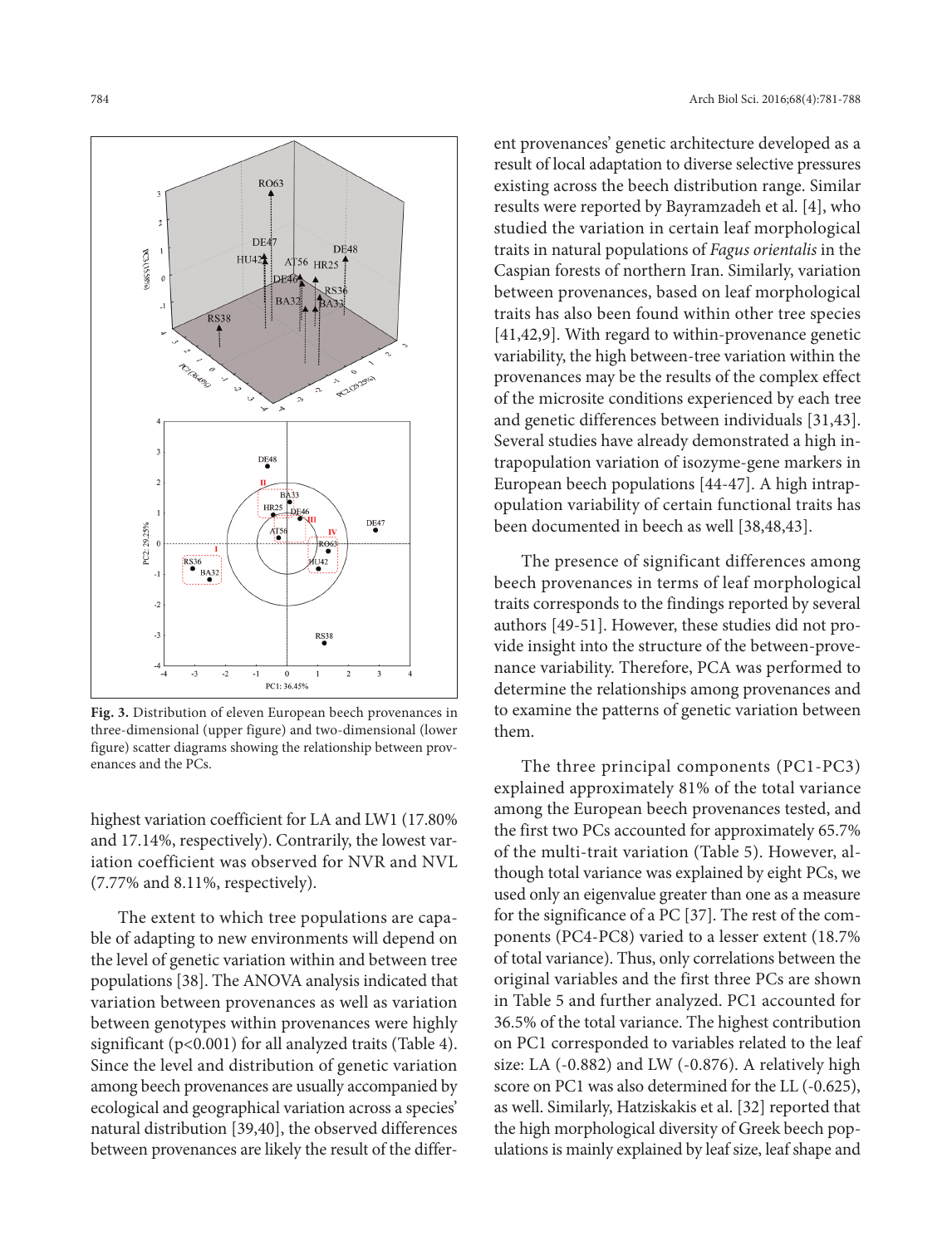Fig. 3. Distribution of eleven European beech provenances in three-dimensional (upper figure) and two-dimensional (lower figure) scatter diagrams showing the relationship between provenances and the PCs.

highest variation coefficient for LA and LW1 (17.80% and 17.14%, respectively). Contrarily, the lowest variation coefficient was observed for NVR and NVL (7.77% and 8.11%, respectively).

The extent to which tree populations are capable of adapting to new environments will depend on the level of genetic variation within and between tree populations [38]. The ANOVA analysis indicated that variation between provenances as well as variation between genotypes within provenances were highly significant ($p<0.001$) for all analyzed traits (Table 4). Since the level and distribution of genetic variation among beech provenances are usually accompanied by ecological and geographical variation across a species' natural distribution [39,40], the observed differences between provenances are likely the result of the different provenances' genetic architecture developed as a result of local adaptation to diverse selective pressures existing across the beech distribution range. Similar results were reported by Bayramzadeh et al. [4], who studied the variation in certain leaf morphological traits in natural populations of *Fagus orientalis* in the Caspian forests of northern Iran. Similarly, variation between provenances, based on leaf morphological traits has also been found within other tree species [41,42,9]. With regard to within-provenance genetic variability, the high between-tree variation within the provenances may be the results of the complex effect of the microsite conditions experienced by each tree and genetic differences between individuals [31,43]. Several studies have already demonstrated a high intrapopulation variation of isozyme-gene markers in European beech populations [44-47]. A high intrapopulation variability of certain functional traits has been documented in beech as well [38,48,43].

The presence of significant differences among beech provenances in terms of leaf morphological traits corresponds to the findings reported by several authors [49-51]. However, these studies did not provide insight into the structure of the between-provenance variability. Therefore, PCA was performed to determine the relationships among provenances and to examine the patterns of genetic variation between them.

The three principal components (PC1-PC3) explained approximately 81% of the total variance among the European beech provenances tested, and the first two PCs accounted for approximately 65.7% of the multi-trait variation (Table 5). However, although total variance was explained by eight PCs, we used only an eigenvalue greater than one as a measure for the significance of a PC [37]. The rest of the components (PC4-PC8) varied to a lesser extent (18.7% of total variance). Thus, only correlations between the original variables and the first three PCs are shown in Table 5 and further analyzed. PC1 accounted for 36.5% of the total variance. The highest contribution on PC1 corresponded to variables related to the leaf size: LA (-0.882) and LW (-0.876). A relatively high score on PC1 was also determined for the LL (-0.625), as well. Similarly, Hatziskakis et al. [32] reported that the high morphological diversity of Greek beech populations is mainly explained by leaf size, leaf shape and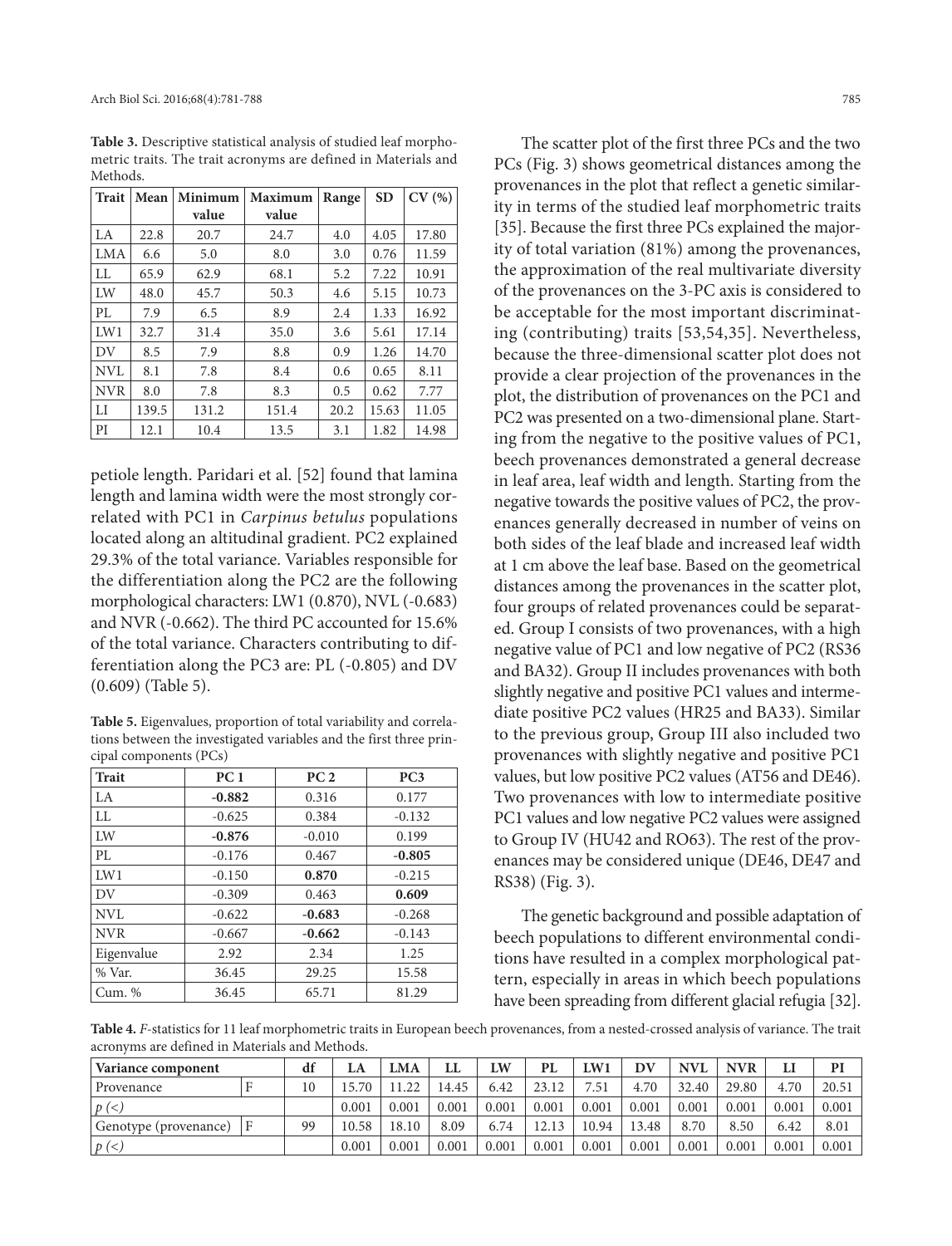**Table 3.** Descriptive statistical analysis of studied leaf morphometric traits. The trait acronyms are defined in Materials and Methods.

| Trait | Mean | Minimum value | Maximum value | Range | SD | CV (%) |
|---|---|---|---|---|---|---|
| LA | 22.8 | 20.7 | 24.7 | 4.0 | 4.05 | 17.80 |
| LMA | 6.6 | 5.0 | 8.0 | 3.0 | 0.76 | 11.59 |
| LL | 65.9 | 62.9 | 68.1 | 5.2 | 7.22 | 10.91 |
| LW | 48.0 | 45.7 | 50.3 | 4.6 | 5.15 | 10.73 |
| PL | 7.9 | 6.5 | 8.9 | 2.4 | 1.33 | 16.92 |
| LW1 | 32.7 | 31.4 | 35.0 | 3.6 | 5.61 | 17.14 |
| DV | 8.5 | 7.9 | 8.8 | 0.9 | 1.26 | 14.70 |
| NVL | 8.1 | 7.8 | 8.4 | 0.6 | 0.65 | 8.11 |
| NVR | 8.0 | 7.8 | 8.3 | 0.5 | 0.62 | 7.77 |
| LI | 139.5 | 131.2 | 151.4 | 20.2 | 15.63 | 11.05 |
| PI | 12.1 | 10.4 | 13.5 | 3.1 | 1.82 | 14.98 |

petiole length. Paridari et al. [52] found that lamina length and lamina width were the most strongly correlated with PC1 in *Carpinus betulus* populations located along an altitudinal gradient. PC2 explained 29.3% of the total variance. Variables responsible for the differentiation along the PC2 are the following morphological characters: LW1 (0.870), NVL (-0.683) and NVR (-0.662). The third PC accounted for 15.6% of the total variance. Characters contributing to differentiation along the PC3 are: PL (-0.805) and DV (0.609) (Table 5).

**Table 5.** Eigenvalues, proportion of total variability and correlations between the investigated variables and the first three principal components (PCs)

| Trait | PC 1 | PC 2 | PC3 |
|---|---|---|---|
| LA | **-0.882** | 0.316 | 0.177 |
| LL | -0.625 | 0.384 | -0.132 |
| LW | **-0.876** | -0.010 | 0.199 |
| PL | -0.176 | 0.467 | **-0.805** |
| LW1 | -0.150 | **0.870** | -0.215 |
| DV | -0.309 | 0.463 | **0.609** |
| NVL | -0.622 | **-0.683** | -0.268 |
| NVR | -0.667 | **-0.662** | -0.143 |
| Eigenvalue | 2.92 | 2.34 | 1.25 |
| % Var. | 36.45 | 29.25 | 15.58 |
| Cum. % | 36.45 | 65.71 | 81.29 |

The scatter plot of the first three PCs and the two PCs (Fig. 3) shows geometrical distances among the provenances in the plot that reflect a genetic similarity in terms of the studied leaf morphometric traits [35]. Because the first three PCs explained the majority of total variation (81%) among the provenances, the approximation of the real multivariate diversity of the provenances on the 3-PC axis is considered to be acceptable for the most important discriminating (contributing) traits [53,54,35]. Nevertheless, because the three-dimensional scatter plot does not provide a clear projection of the provenances in the plot, the distribution of provenances on the PC1 and PC2 was presented on a two-dimensional plane. Starting from the negative to the positive values of PC1, beech provenances demonstrated a general decrease in leaf area, leaf width and length. Starting from the negative towards the positive values of PC2, the provenances generally decreased in number of veins on both sides of the leaf blade and increased leaf width at 1 cm above the leaf base. Based on the geometrical distances among the provenances in the scatter plot, four groups of related provenances could be separated. Group I consists of two provenances, with a high negative value of PC1 and low negative of PC2 (RS36 and BA32). Group II includes provenances with both slightly negative and positive PC1 values and intermediate positive PC2 values (HR25 and BA33). Similar to the previous group, Group III also included two provenances with slightly negative and positive PC1 values, but low positive PC2 values (AT56 and DE46). Two provenances with low to intermediate positive PC1 values and low negative PC2 values were assigned to Group IV (HU42 and RO63). The rest of the provenances may be considered unique (DE46, DE47 and RS38) (Fig. 3).

The genetic background and possible adaptation of beech populations to different environmental conditions have resulted in a complex morphological pattern, especially in areas in which beech populations have been spreading from different glacial refugia [32].

**Table 4.** *F*-statistics for 11 leaf morphometric traits in European beech provenances, from a nested-crossed analysis of variance. The trait acronyms are defined in Materials and Methods.

| Variance component | | df | LA | LMA | LL | LW | PL | LW1 | DV | NVL | NVR | LI | PI |
|---|---|---|---|---|---|---|---|---|---|---|---|---|---|
| Provenance | F | 10 | 15.70 | 11.22 | 14.45 | 6.42 | 23.12 | 7.51 | 4.70 | 32.40 | 29.80 | 4.70 | 20.51 |
| $p$ (<) | | | 0.001 | 0.001 | 0.001 | 0.001 | 0.001 | 0.001 | 0.001 | 0.001 | 0.001 | 0.001 | 0.001 |
| Genotype (provenance) | F | 99 | 10.58 | 18.10 | 8.09 | 6.74 | 12.13 | 10.94 | 13.48 | 8.70 | 8.50 | 6.42 | 8.01 |
| $p$ (<) | | | 0.001 | 0.001 | 0.001 | 0.001 | 0.001 | 0.001 | 0.001 | 0.001 | 0.001 | 0.001 | 0.001 |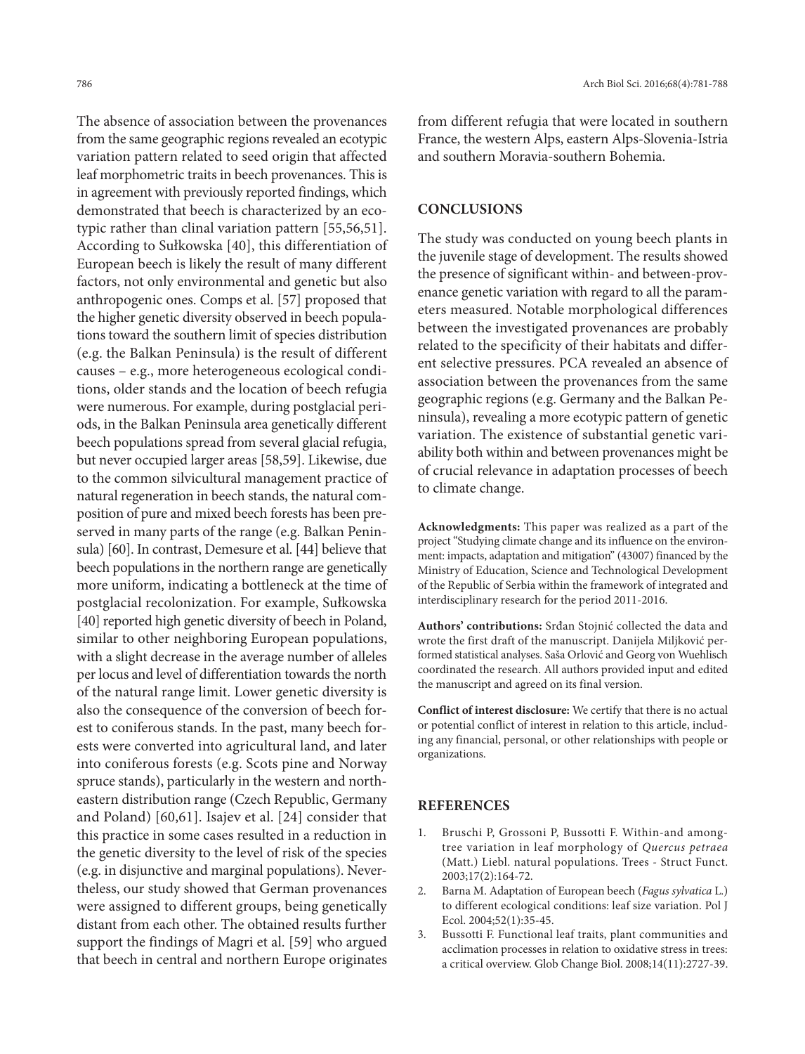The absence of association between the provenances from the same geographic regions revealed an ecotypic variation pattern related to seed origin that affected leaf morphometric traits in beech provenances. This is in agreement with previously reported findings, which demonstrated that beech is characterized by an ecotypic rather than clinal variation pattern [55,56,51]. According to Sułkowska [40], this differentiation of European beech is likely the result of many different factors, not only environmental and genetic but also anthropogenic ones. Comps et al. [57] proposed that the higher genetic diversity observed in beech populations toward the southern limit of species distribution (e.g. the Balkan Peninsula) is the result of different causes – e.g., more heterogeneous ecological conditions, older stands and the location of beech refugia were numerous. For example, during postglacial periods, in the Balkan Peninsula area genetically different beech populations spread from several glacial refugia, but never occupied larger areas [58,59]. Likewise, due to the common silvicultural management practice of natural regeneration in beech stands, the natural composition of pure and mixed beech forests has been preserved in many parts of the range (e.g. Balkan Peninsula) [60]. In contrast, Demesure et al. [44] believe that beech populations in the northern range are genetically more uniform, indicating a bottleneck at the time of postglacial recolonization. For example, Sułkowska [40] reported high genetic diversity of beech in Poland, similar to other neighboring European populations, with a slight decrease in the average number of alleles per locus and level of differentiation towards the north of the natural range limit. Lower genetic diversity is also the consequence of the conversion of beech forest to coniferous stands. In the past, many beech forests were converted into agricultural land, and later into coniferous forests (e.g. Scots pine and Norway spruce stands), particularly in the western and northeastern distribution range (Czech Republic, Germany and Poland) [60,61]. Isajev et al. [24] consider that this practice in some cases resulted in a reduction in the genetic diversity to the level of risk of the species (e.g. in disjunctive and marginal populations). Nevertheless, our study showed that German provenances were assigned to different groups, being genetically distant from each other. The obtained results further support the findings of Magri et al. [59] who argued that beech in central and northern Europe originates from different refugia that were located in southern France, the western Alps, eastern Alps-Slovenia-Istria and southern Moravia-southern Bohemia.

## CONCLUSIONS

The study was conducted on young beech plants in the juvenile stage of development. The results showed the presence of significant within- and between-provenance genetic variation with regard to all the parameters measured. Notable morphological differences between the investigated provenances are probably related to the specificity of their habitats and different selective pressures. PCA revealed an absence of association between the provenances from the same geographic regions (e.g. Germany and the Balkan Peninsula), revealing a more ecotypic pattern of genetic variation. The existence of substantial genetic variability both within and between provenances might be of crucial relevance in adaptation processes of beech to climate change.

**Acknowledgments:** This paper was realized as a part of the project "Studying climate change and its influence on the environment: impacts, adaptation and mitigation" (43007) financed by the Ministry of Education, Science and Technological Development of the Republic of Serbia within the framework of integrated and interdisciplinary research for the period 2011-2016.

**Authors' contributions:** Srđan Stojnić collected the data and wrote the first draft of the manuscript. Danijela Miljković performed statistical analyses. Saša Orlović and Georg von Wuehlisch coordinated the research. All authors provided input and edited the manuscript and agreed on its final version.

**Conflict of interest disclosure:** We certify that there is no actual or potential conflict of interest in relation to this article, including any financial, personal, or other relationships with people or organizations.

## REFERENCES

1. Bruschi P, Grossoni P, Bussotti F. Within-and among-tree variation in leaf morphology of *Quercus petraea* (Matt.) Liebl. natural populations. Trees - Struct Funct. 2003;17(2):164-72.
2. Barna M. Adaptation of European beech (*Fagus sylvatica* L.) to different ecological conditions: leaf size variation. Pol J Ecol. 2004;52(1):35-45.
3. Bussotti F. Functional leaf traits, plant communities and acclimation processes in relation to oxidative stress in trees: a critical overview. Glob Change Biol. 2008;14(11):2727-39.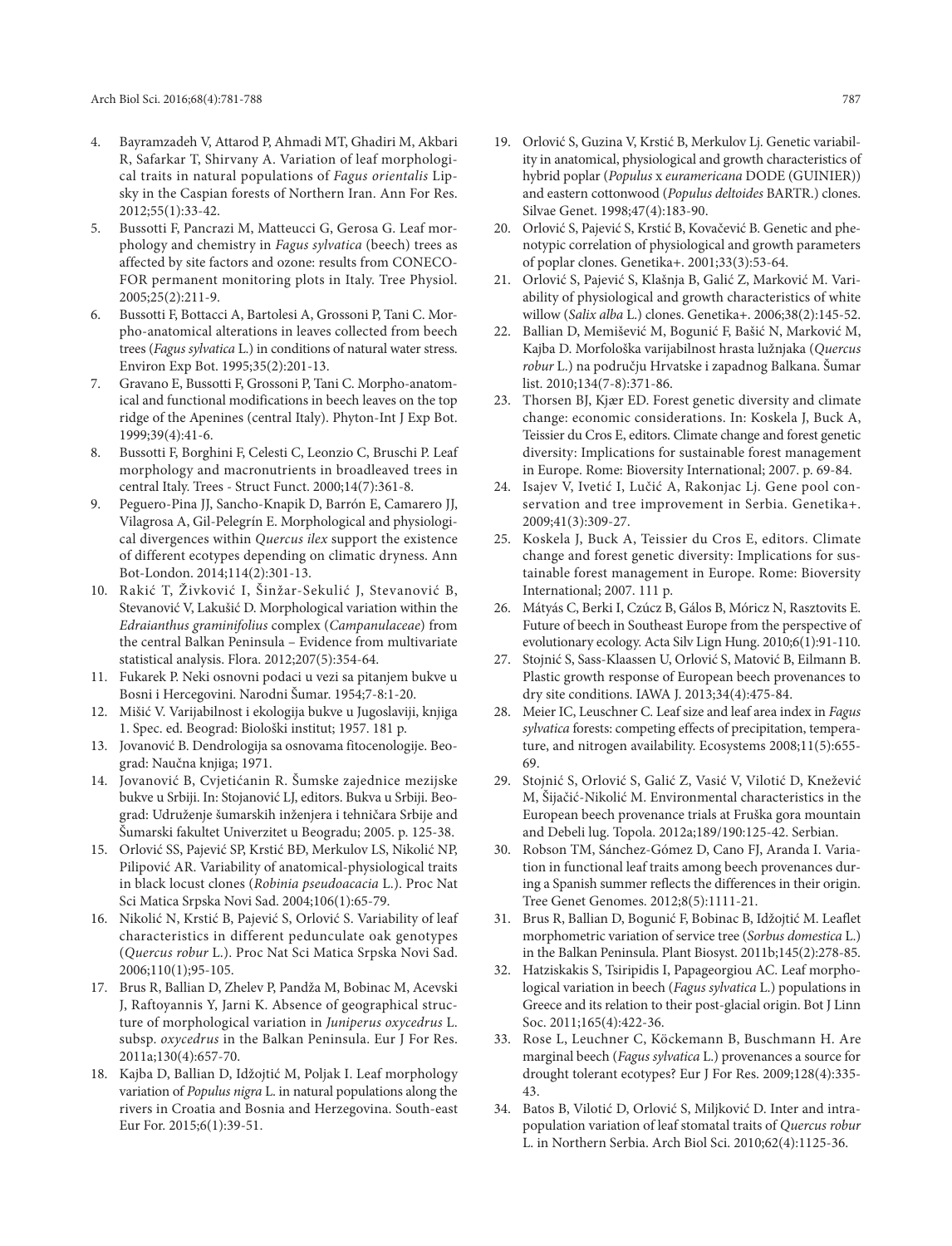4. Bayramzadeh V, Attarod P, Ahmadi MT, Ghadiri M, Akbari R, Safarkar T, Shirvany A. Variation of leaf morphological traits in natural populations of *Fagus orientalis* Lipsky in the Caspian forests of Northern Iran. Ann For Res. 2012;55(1):33-42.
5. Bussotti F, Pancrazi M, Matteucci G, Gerosa G. Leaf morphology and chemistry in *Fagus sylvatica* (beech) trees as affected by site factors and ozone: results from CONECOFOR permanent monitoring plots in Italy. Tree Physiol. 2005;25(2):211-9.
6. Bussotti F, Bottacci A, Bartolesi A, Grossoni P, Tani C. Morpho-anatomical alterations in leaves collected from beech trees (*Fagus sylvatica* L.) in conditions of natural water stress. Environ Exp Bot. 1995;35(2):201-13.
7. Gravano E, Bussotti F, Grossoni P, Tani C. Morpho-anatomical and functional modifications in beech leaves on the top ridge of the Apenines (central Italy). Phyton-Int J Exp Bot. 1999;39(4):41-6.
8. Bussotti F, Borghini F, Celesti C, Leonzio C, Bruschi P. Leaf morphology and macronutrients in broadleaved trees in central Italy. Trees - Struct Funct. 2000;14(7):361-8.
9. Peguero-Pina JJ, Sancho-Knapik D, Barrón E, Camarero JJ, Vilagrosa A, Gil-Pelegrín E. Morphological and physiological divergences within *Quercus ilex* support the existence of different ecotypes depending on climatic dryness. Ann Bot-London. 2014;114(2):301-13.
10. Rakić T, Živković I, Šinžar-Sekulić J, Stevanović B, Stevanović V, Lakušić D. Morphological variation within the *Edraianthus graminifolius* complex (*Campanulaceae*) from the central Balkan Peninsula – Evidence from multivariate statistical analysis. Flora. 2012;207(5):354-64.
11. Fukarek P. Neki osnovni podaci u vezi sa pitanjem bukve u Bosni i Hercegovini. Narodni Šumar. 1954;7-8:1-20.
12. Mišić V. Varijabilnost i ekologija bukve u Jugoslaviji, knjiga 1. Spec. ed. Beograd: Biološki institut; 1957. 181 p.
13. Jovanović B. Dendrologija sa osnovama fitocenologije. Beograd: Naučna knjiga; 1971.
14. Jovanović B, Cvjetićanin R. Šumske zajednice mezijske bukve u Srbiji. In: Stojanović LJ, editors. Bukva u Srbiji. Beograd: Udruženje šumarskih inženjera i tehničara Srbije and Šumarski fakultet Univerzitet u Beogradu; 2005. p. 125-38.
15. Orlović SS, Pajević SP, Krstić BĐ, Merkulov LS, Nikolić NP, Pilipović AR. Variability of anatomical-physiological traits in black locust clones (*Robinia pseudoacacia* L.). Proc Nat Sci Matica Srpska Novi Sad. 2004;106(1):65-79.
16. Nikolić N, Krstić B, Pajević S, Orlović S. Variability of leaf characteristics in different pedunculate oak genotypes (*Quercus robur* L.). Proc Nat Sci Matica Srpska Novi Sad. 2006;110(1);95-105.
17. Brus R, Ballian D, Zhelev P, Pandža M, Bobinac M, Acevski J, Raftoyannis Y, Jarni K. Absence of geographical structure of morphological variation in *Juniperus oxycedrus* L. subsp. *oxycedrus* in the Balkan Peninsula. Eur J For Res. 2011a;130(4):657-70.
18. Kajba D, Ballian D, Idžojtić M, Poljak I. Leaf morphology variation of *Populus nigra* L. in natural populations along the rivers in Croatia and Bosnia and Herzegovina. South-east Eur For. 2015;6(1):39-51.
19. Orlović S, Guzina V, Krstić B, Merkulov Lj. Genetic variability in anatomical, physiological and growth characteristics of hybrid poplar (*Populus* x *euramericana* DODE (GUINIER)) and eastern cottonwood (*Populus deltoides* BARTR.) clones. Silvae Genet. 1998;47(4):183-90.
20. Orlović S, Pajević S, Krstić B, Kovačević B. Genetic and phenotypic correlation of physiological and growth parameters of poplar clones. Genetika+. 2001;33(3):53-64.
21. Orlović S, Pajević S, Klašnja B, Galić Z, Marković M. Variability of physiological and growth characteristics of white willow (*Salix alba* L.) clones. Genetika+. 2006;38(2):145-52.
22. Ballian D, Memišević M, Bogunić F, Bašić N, Marković M, Kajba D. Morfološka varijabilnost hrasta lužnjaka (*Quercus robur* L.) na području Hrvatske i zapadnog Balkana. Šumar list. 2010;134(7-8):371-86.
23. Thorsen BJ, Kjær ED. Forest genetic diversity and climate change: economic considerations. In: Koskela J, Buck A, Teissier du Cros E, editors. Climate change and forest genetic diversity: Implications for sustainable forest management in Europe. Rome: Bioversity International; 2007. p. 69-84.
24. Isajev V, Ivetić I, Lučić A, Rakonjac Lj. Gene pool conservation and tree improvement in Serbia. Genetika+. 2009;41(3):309-27.
25. Koskela J, Buck A, Teissier du Cros E, editors. Climate change and forest genetic diversity: Implications for sustainable forest management in Europe. Rome: Bioversity International; 2007. 111 p.
26. Mátyás C, Berki I, Czúcz B, Gálos B, Móricz N, Rasztovits E. Future of beech in Southeast Europe from the perspective of evolutionary ecology. Acta Silv Lign Hung. 2010;6(1):91-110.
27. Stojnić S, Sass-Klaassen U, Orlović S, Matović B, Eilmann B. Plastic growth response of European beech provenances to dry site conditions. IAWA J. 2013;34(4):475-84.
28. Meier IC, Leuschner C. Leaf size and leaf area index in *Fagus sylvatica* forests: competing effects of precipitation, temperature, and nitrogen availability. Ecosystems 2008;11(5):655-69.
29. Stojnić S, Orlović S, Galić Z, Vasić V, Vilotić D, Knežević M, Šijačić-Nikolić M. Environmental characteristics in the European beech provenance trials at Fruška gora mountain and Debeli lug. Topola. 2012a;189/190:125-42. Serbian.
30. Robson TM, Sánchez-Gómez D, Cano FJ, Aranda I. Variation in functional leaf traits among beech provenances during a Spanish summer reflects the differences in their origin. Tree Genet Genomes. 2012;8(5):1111-21.
31. Brus R, Ballian D, Bogunić F, Bobinac B, Idžojtić M. Leaflet morphometric variation of service tree (*Sorbus domestica* L.) in the Balkan Peninsula. Plant Biosyst. 2011b;145(2):278-85.
32. Hatziskakis S, Tsiripidis I, Papageorgiou AC. Leaf morphological variation in beech (*Fagus sylvatica* L.) populations in Greece and its relation to their post-glacial origin. Bot J Linn Soc. 2011;165(4):422-36.
33. Rose L, Leuchner C, Köckemann B, Buschmann H. Are marginal beech (*Fagus sylvatica* L.) provenances a source for drought tolerant ecotypes? Eur J For Res. 2009;128(4):335-43.
34. Batos B, Vilotić D, Orlović S, Miljković D. Inter and intrapopulation variation of leaf stomatal traits of *Quercus robur* L. in Northern Serbia. Arch Biol Sci. 2010;62(4):1125-36.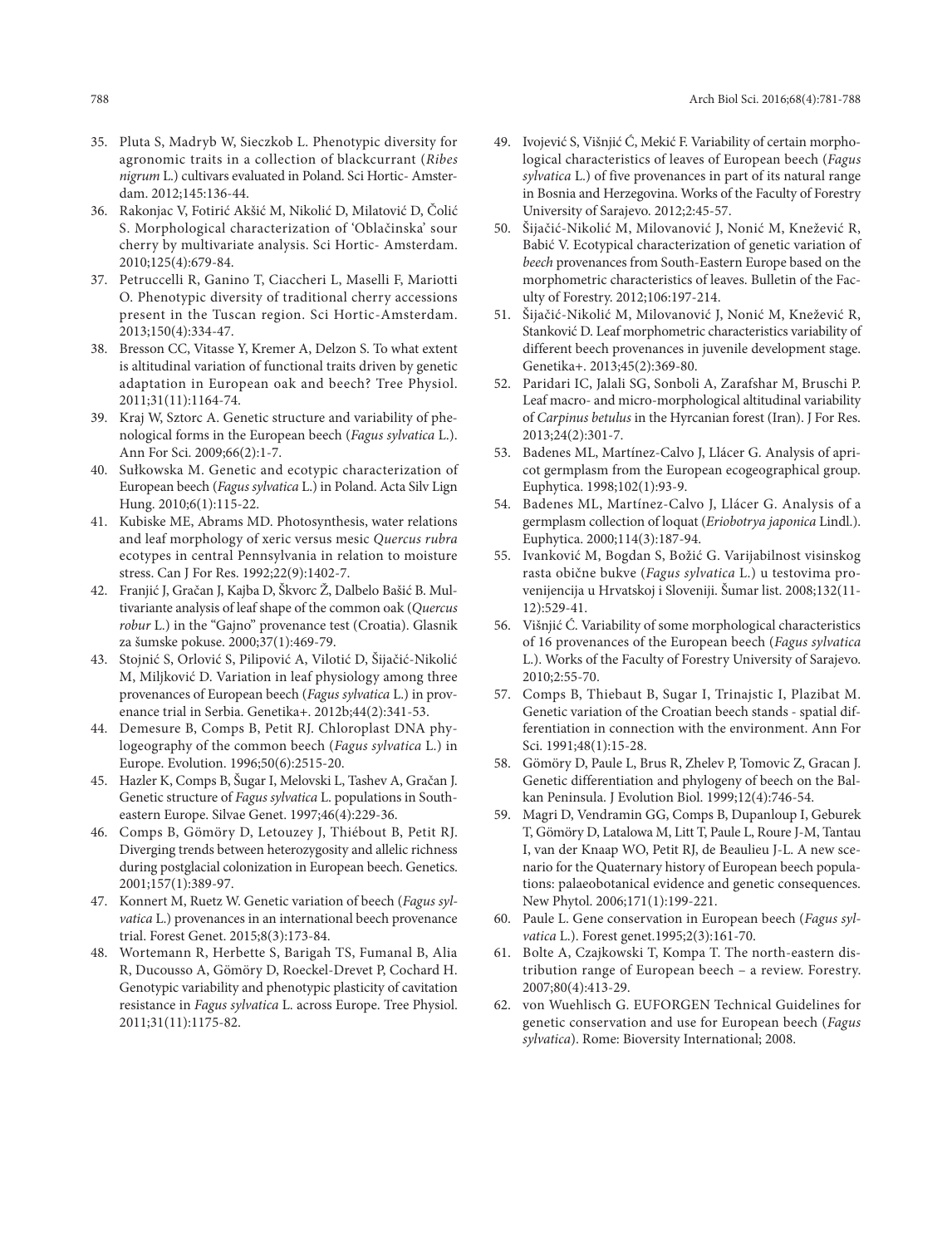35. Pluta S, Madryb W, Sieczkob L. Phenotypic diversity for agronomic traits in a collection of blackcurrant (*Ribes nigrum* L.) cultivars evaluated in Poland. Sci Hortic- Amsterdam. 2012;145:136-44.
36. Rakonjac V, Fotirić Akšić M, Nikolić D, Milatović D, Čolić S. Morphological characterization of 'Oblačinska' sour cherry by multivariate analysis. Sci Hortic- Amsterdam. 2010;125(4):679-84.
37. Petruccelli R, Ganino T, Ciaccheri L, Maselli F, Mariotti O. Phenotypic diversity of traditional cherry accessions present in the Tuscan region. Sci Hortic-Amsterdam. 2013;150(4):334-47.
38. Bresson CC, Vitasse Y, Kremer A, Delzon S. To what extent is altitudinal variation of functional traits driven by genetic adaptation in European oak and beech? Tree Physiol. 2011;31(11):1164-74.
39. Kraj W, Sztorc A. Genetic structure and variability of phenological forms in the European beech (*Fagus sylvatica* L.). Ann For Sci. 2009;66(2):1-7.
40. Sułkowska M. Genetic and ecotypic characterization of European beech (*Fagus sylvatica* L.) in Poland. Acta Silv Lign Hung. 2010;6(1):115-22.
41. Kubiske ME, Abrams MD. Photosynthesis, water relations and leaf morphology of xeric versus mesic *Quercus rubra* ecotypes in central Pennsylvania in relation to moisture stress. Can J For Res. 1992;22(9):1402-7.
42. Franjić J, Gračan J, Kajba D, Škvorc Ž, Dalbelo Bašić B. Multivariante analysis of leaf shape of the common oak (*Quercus robur* L.) in the "Gajno" provenance test (Croatia). Glasnik za šumske pokuse. 2000;37(1):469-79.
43. Stojnić S, Orlović S, Pilipović A, Vilotić D, Šijačić-Nikolić M, Miljković D. Variation in leaf physiology among three provenances of European beech (*Fagus sylvatica* L.) in provenance trial in Serbia. Genetika+. 2012b;44(2):341-53.
44. Demesure B, Comps B, Petit RJ. Chloroplast DNA phylogeography of the common beech (*Fagus sylvatica* L.) in Europe. Evolution. 1996;50(6):2515-20.
45. Hazler K, Comps B, Šugar I, Melovski L, Tashev A, Gračan J. Genetic structure of *Fagus sylvatica* L. populations in Southeastern Europe. Silvae Genet. 1997;46(4):229-36.
46. Comps B, Gömöry D, Letouzey J, Thiébout B, Petit RJ. Diverging trends between heterozygosity and allelic richness during postglacial colonization in European beech. Genetics. 2001;157(1):389-97.
47. Konnert M, Ruetz W. Genetic variation of beech (*Fagus sylvatica* L.) provenances in an international beech provenance trial. Forest Genet. 2015;8(3):173-84.
48. Wortemann R, Herbette S, Barigah TS, Fumanal B, Alia R, Ducousso A, Gömöry D, Roeckel-Drevet P, Cochard H. Genotypic variability and phenotypic plasticity of cavitation resistance in *Fagus sylvatica* L. across Europe. Tree Physiol. 2011;31(11):1175-82.
49. Ivojević S, Višnjić Ć, Mekić F. Variability of certain morphological characteristics of leaves of European beech (*Fagus sylvatica* L.) of five provenances in part of its natural range in Bosnia and Herzegovina. Works of the Faculty of Forestry University of Sarajevo. 2012;2:45-57.
50. Šijačić-Nikolić M, Milovanović J, Nonić M, Knežević R, Babić V. Ecotypical characterization of genetic variation of *beech* provenances from South-Eastern Europe based on the morphometric characteristics of leaves. Bulletin of the Faculty of Forestry. 2012;106:197-214.
51. Šijačić-Nikolić M, Milovanović J, Nonić M, Knežević R, Stanković D. Leaf morphometric characteristics variability of different beech provenances in juvenile development stage. Genetika+. 2013;45(2):369-80.
52. Paridari IC, Jalali SG, Sonboli A, Zarafshar M, Bruschi P. Leaf macro- and micro-morphological altitudinal variability of *Carpinus betulus* in the Hyrcanian forest (Iran). J For Res. 2013;24(2):301-7.
53. Badenes ML, Martínez-Calvo J, Llácer G. Analysis of apricot germplasm from the European ecogeographical group. Euphytica. 1998;102(1):93-9.
54. Badenes ML, Martínez-Calvo J, Llácer G. Analysis of a germplasm collection of loquat (*Eriobotrya japonica* Lindl.). Euphytica. 2000;114(3):187-94.
55. Ivanković M, Bogdan S, Božić G. Varijabilnost visinskog rasta obične bukve (*Fagus sylvatica* L.) u testovima provenijencija u Hrvatskoj i Sloveniji. Šumar list. 2008;132(11-12):529-41.
56. Višnjić Ć. Variability of some morphological characteristics of 16 provenances of the European beech (*Fagus sylvatica* L.). Works of the Faculty of Forestry University of Sarajevo. 2010;2:55-70.
57. Comps B, Thiebaut B, Sugar I, Trinajstic I, Plazibat M. Genetic variation of the Croatian beech stands - spatial differentiation in connection with the environment. Ann For Sci. 1991;48(1):15-28.
58. Gömöry D, Paule L, Brus R, Zhelev P, Tomovic Z, Gracan J. Genetic differentiation and phylogeny of beech on the Balkan Peninsula. J Evolution Biol. 1999;12(4):746-54.
59. Magri D, Vendramin GG, Comps B, Dupanloup I, Geburek T, Gömöry D, Latalowa M, Litt T, Paule L, Roure J-M, Tantau I, van der Knaap WO, Petit RJ, de Beaulieu J-L. A new scenario for the Quaternary history of European beech populations: palaeobotanical evidence and genetic consequences. New Phytol. 2006;171(1):199-221.
60. Paule L. Gene conservation in European beech (*Fagus sylvatica* L.). Forest genet.1995;2(3):161-70.
61. Bolte A, Czajkowski T, Kompa T. The north-eastern distribution range of European beech – a review. Forestry. 2007;80(4):413-29.
62. von Wuehlisch G. EUFORGEN Technical Guidelines for genetic conservation and use for European beech (*Fagus sylvatica*). Rome: Bioversity International; 2008.